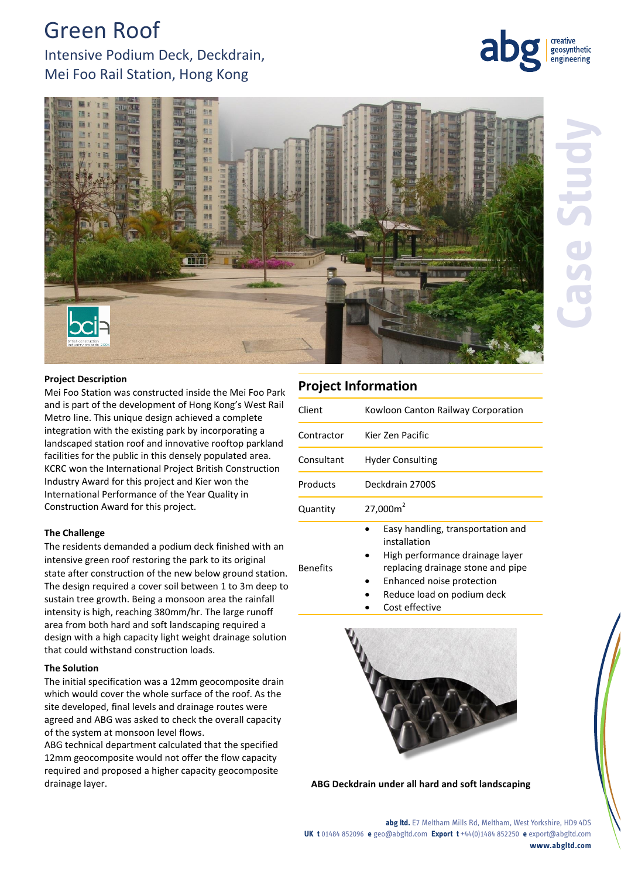# Green Roof

## Intensive Podium Deck, Deckdrain, Mei Foo Rail Station, Hong Kong

**Project Description**

Mei Foo Station was constructed inside the Mei Foo Park and is part of the development of Hong Kong's West Rail Metro line. This unique design achieved a complete integration with the existing park by incorporating a landscaped station roof and innovative rooftop parkland facilities for the public in this densely populated area. KCRC won the International Project British Construction Industry Award for this project and Kier won the International Performance of the Year Quality in Construction Award for this project.

**The Challenge**

The residents demanded a podium deck finished with an intensive green roof restoring the park to its original state after construction of the new below ground station. The design required a cover soil between 1 to 3m deep to sustain tree growth. Being a monsoon area the rainfall intensity is high, reaching 380mm/hr. The large runoff area from both hard and soft landscaping required a design with a high capacity light weight drainage solution that could withstand construction loads.

**The Solution**

The initial specification was a 12mm geocomposite drain which would cover the whole surface of the roof. As the site developed, final levels and drainage routes were agreed and ABG was asked to check the overall capacity of the system at monsoon level flows.

ABG technical department calculated that the specified 12mm geocomposite would not offer the flow capacity required and proposed a higher capacity geocomposite drainage layer.

## Project Information

| | |
|---|---|
| Client | Kowloon Canton Railway Corporation |
| Contractor | Kier Zen Pacific |
| Consultant | Hyder Consulting |
| Products | Deckdrain 2700S |
| Quantity | 27,000m$^2$ |
| Benefits | • Easy handling, transportation and installation<br>• High performance drainage layer replacing drainage stone and pipe<br>• Enhanced noise protection<br>• Reduce load on podium deck<br>• Cost effective |

**ABG Deckdrain under all hard and soft landscaping**

**abg ltd.** E7 Meltham Mills Rd, Meltham, West Yorkshire, HD9 4DS
**UK t** 01484 852096 **e** geo@abgltd.com **Export t** +44(0)1484 852250 **e** export@abgltd.com
**www.abgltd.com**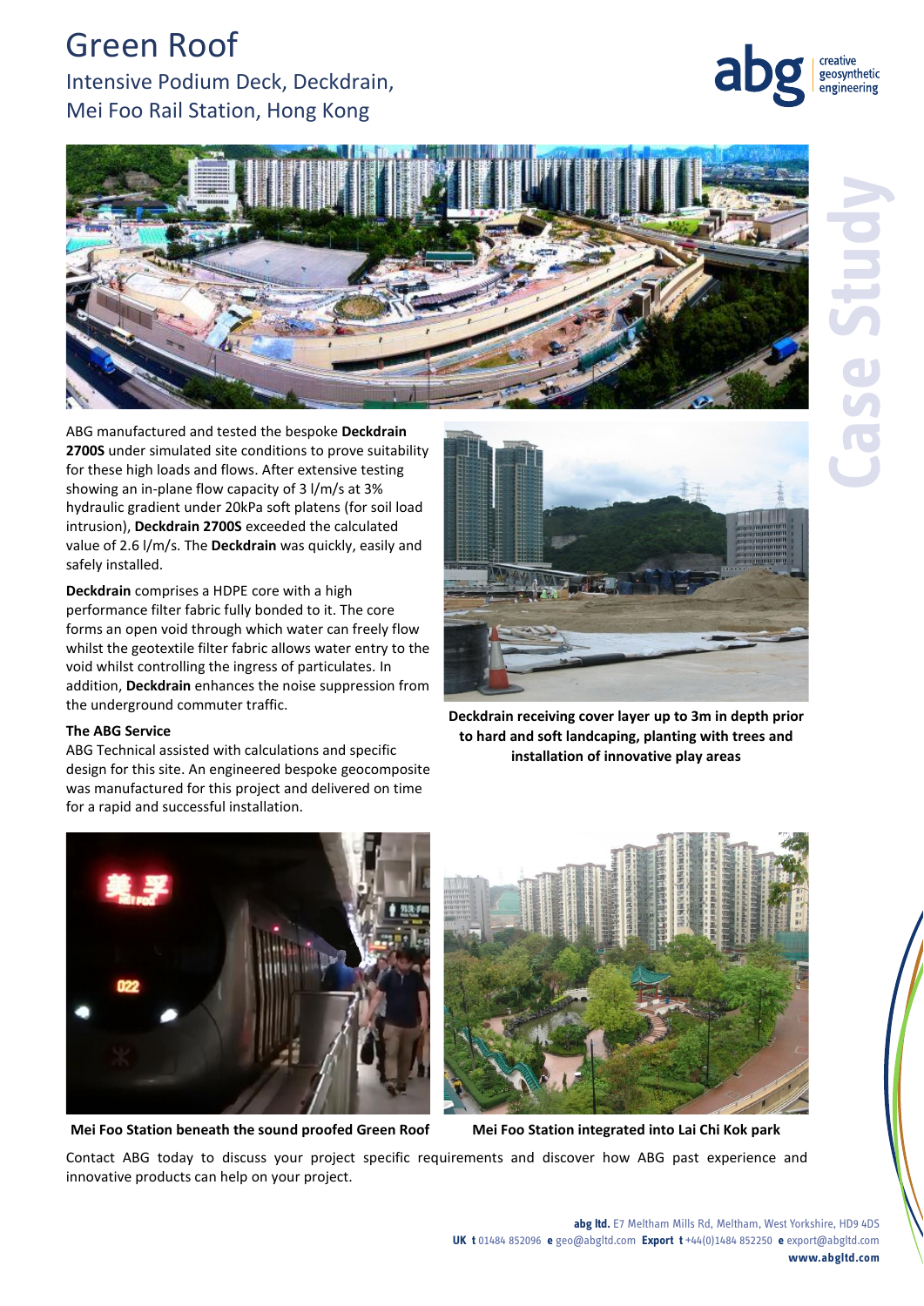# Green Roof

## Intensive Podium Deck, Deckdrain, Mei Foo Rail Station, Hong Kong

ABG manufactured and tested the bespoke **Deckdrain 2700S** under simulated site conditions to prove suitability for these high loads and flows. After extensive testing showing an in-plane flow capacity of 3 l/m/s at 3% hydraulic gradient under 20kPa soft platens (for soil load intrusion), **Deckdrain 2700S** exceeded the calculated value of 2.6 l/m/s. The **Deckdrain** was quickly, easily and safely installed.

**Deckdrain** comprises a HDPE core with a high performance filter fabric fully bonded to it. The core forms an open void through which water can freely flow whilst the geotextile filter fabric allows water entry to the void whilst controlling the ingress of particulates. In addition, **Deckdrain** enhances the noise suppression from the underground commuter traffic.

### The ABG Service

ABG Technical assisted with calculations and specific design for this site. An engineered bespoke geocomposite was manufactured for this project and delivered on time for a rapid and successful installation.

**Deckdrain receiving cover layer up to 3m in depth prior to hard and soft landcaping, planting with trees and installation of innovative play areas**

**Mei Foo Station beneath the sound proofed Green Roof**

**Mei Foo Station integrated into Lai Chi Kok park**

Contact ABG today to discuss your project specific requirements and discover how ABG past experience and innovative products can help on your project.

**abg ltd.** E7 Meltham Mills Rd, Meltham, West Yorkshire, HD9 4DS
**UK t** 01484 852096 **e** geo@abgltd.com **Export t** +44(0)1484 852250 **e** export@abgltd.com
**www.abgltd.com**